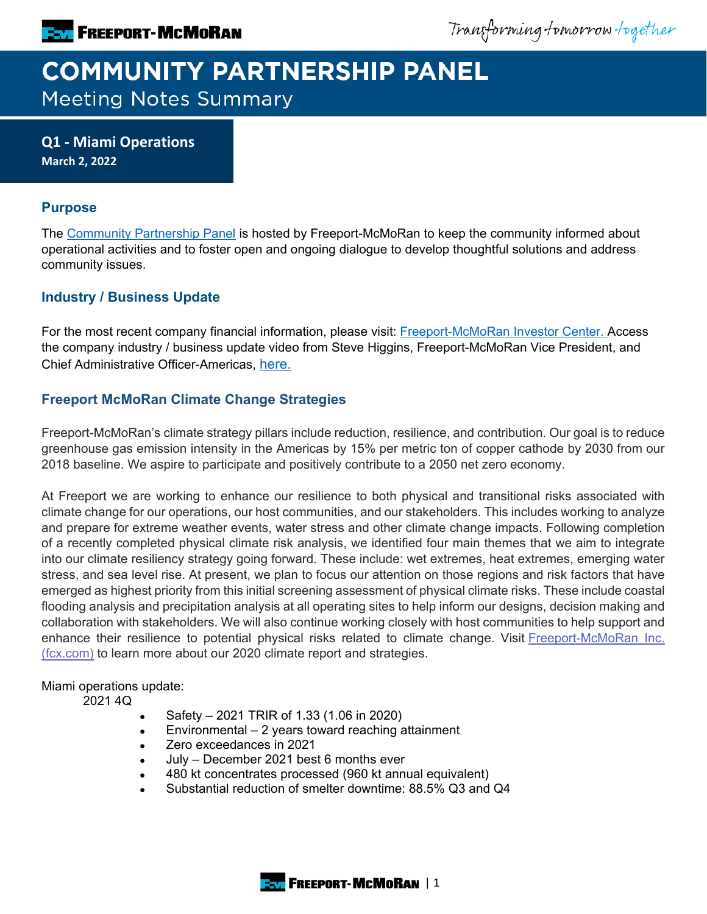# COMMUNITY PARTNERSHIP PANEL

## Meeting Notes Summary

**Q1 - Miami Operations**
**March 2, 2022**

### Purpose

The Community Partnership Panel is hosted by Freeport-McMoRan to keep the community informed about operational activities and to foster open and ongoing dialogue to develop thoughtful solutions and address community issues.

### Industry / Business Update

For the most recent company financial information, please visit: Freeport-McMoRan Investor Center. Access the company industry / business update video from Steve Higgins, Freeport-McMoRan Vice President, and Chief Administrative Officer-Americas, here.

### Freeport McMoRan Climate Change Strategies

Freeport-McMoRan's climate strategy pillars include reduction, resilience, and contribution. Our goal is to reduce greenhouse gas emission intensity in the Americas by 15% per metric ton of copper cathode by 2030 from our 2018 baseline. We aspire to participate and positively contribute to a 2050 net zero economy.

At Freeport we are working to enhance our resilience to both physical and transitional risks associated with climate change for our operations, our host communities, and our stakeholders. This includes working to analyze and prepare for extreme weather events, water stress and other climate change impacts. Following completion of a recently completed physical climate risk analysis, we identified four main themes that we aim to integrate into our climate resiliency strategy going forward. These include: wet extremes, heat extremes, emerging water stress, and sea level rise. At present, we plan to focus our attention on those regions and risk factors that have emerged as highest priority from this initial screening assessment of physical climate risks. These include coastal flooding analysis and precipitation analysis at all operating sites to help inform our designs, decision making and collaboration with stakeholders. We will also continue working closely with host communities to help support and enhance their resilience to potential physical risks related to climate change. Visit Freeport-McMoRan Inc. (fcx.com) to learn more about our 2020 climate report and strategies.

Miami operations update:

2021 4Q

- Safety – 2021 TRIR of 1.33 (1.06 in 2020)
- Environmental – 2 years toward reaching attainment
- Zero exceedances in 2021
- July – December 2021 best 6 months ever
- 480 kt concentrates processed (960 kt annual equivalent)
- Substantial reduction of smelter downtime: 88.5% Q3 and Q4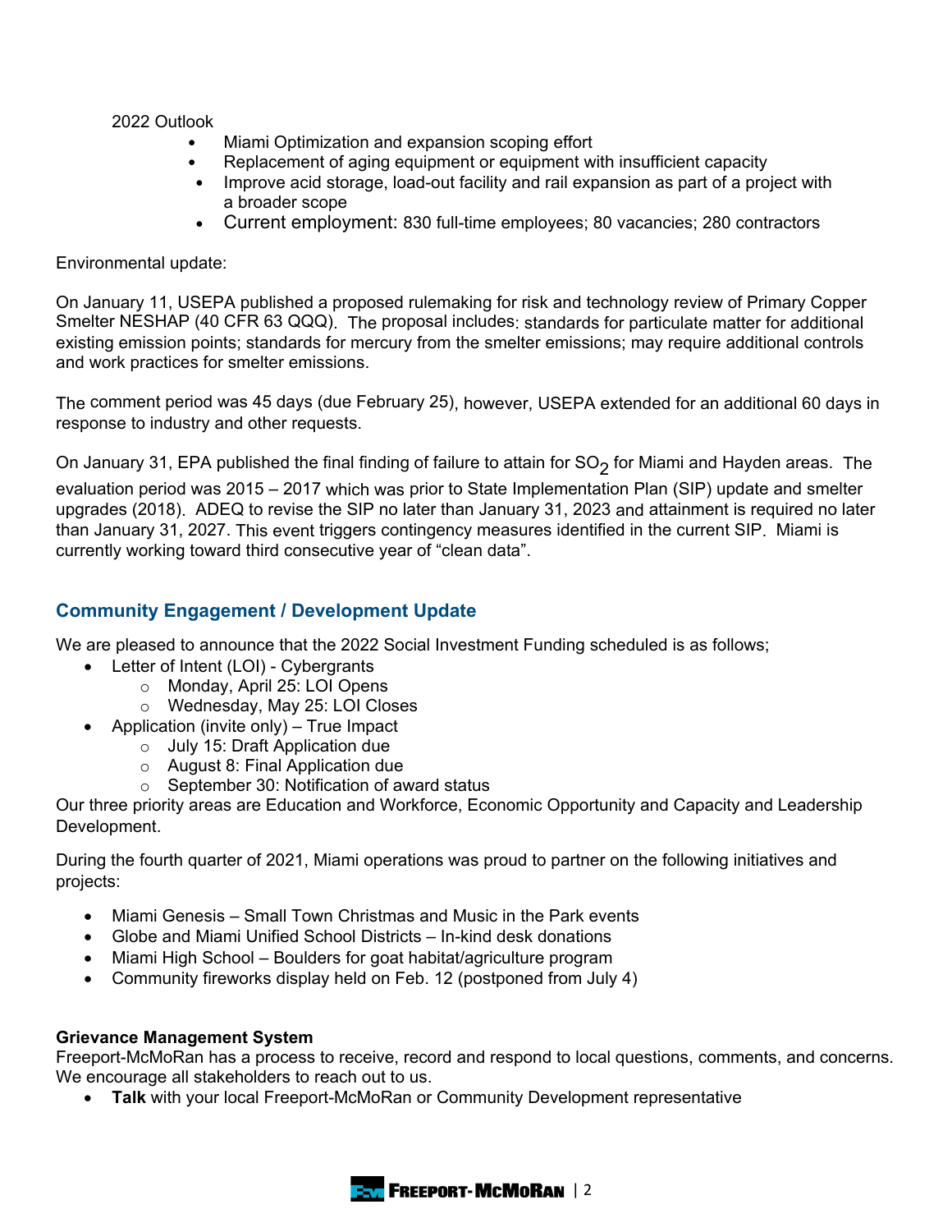2022 Outlook

- Miami Optimization and expansion scoping effort
- Replacement of aging equipment or equipment with insufficient capacity
- Improve acid storage, load-out facility and rail expansion as part of a project with a broader scope
- Current employment: 830 full-time employees; 80 vacancies; 280 contractors

Environmental update:

On January 11, USEPA published a proposed rulemaking for risk and technology review of Primary Copper Smelter NESHAP (40 CFR 63 QQQ). The proposal includes: standards for particulate matter for additional existing emission points; standards for mercury from the smelter emissions; may require additional controls and work practices for smelter emissions.

The comment period was 45 days (due February 25), however, USEPA extended for an additional 60 days in response to industry and other requests.

On January 31, EPA published the final finding of failure to attain for $SO_2$ for Miami and Hayden areas. The evaluation period was 2015 – 2017 which was prior to State Implementation Plan (SIP) update and smelter upgrades (2018). ADEQ to revise the SIP no later than January 31, 2023 and attainment is required no later than January 31, 2027. This event triggers contingency measures identified in the current SIP. Miami is currently working toward third consecutive year of "clean data".

## Community Engagement / Development Update

We are pleased to announce that the 2022 Social Investment Funding scheduled is as follows;

- Letter of Intent (LOI) - Cybergrants
  - Monday, April 25: LOI Opens
  - Wednesday, May 25: LOI Closes
- Application (invite only) – True Impact
  - July 15: Draft Application due
  - August 8: Final Application due
  - September 30: Notification of award status

Our three priority areas are Education and Workforce, Economic Opportunity and Capacity and Leadership Development.

During the fourth quarter of 2021, Miami operations was proud to partner on the following initiatives and projects:

- Miami Genesis – Small Town Christmas and Music in the Park events
- Globe and Miami Unified School Districts – In-kind desk donations
- Miami High School – Boulders for goat habitat/agriculture program
- Community fireworks display held on Feb. 12 (postponed from July 4)

**Grievance Management System**

Freeport-McMoRan has a process to receive, record and respond to local questions, comments, and concerns. We encourage all stakeholders to reach out to us.

- **Talk** with your local Freeport-McMoRan or Community Development representative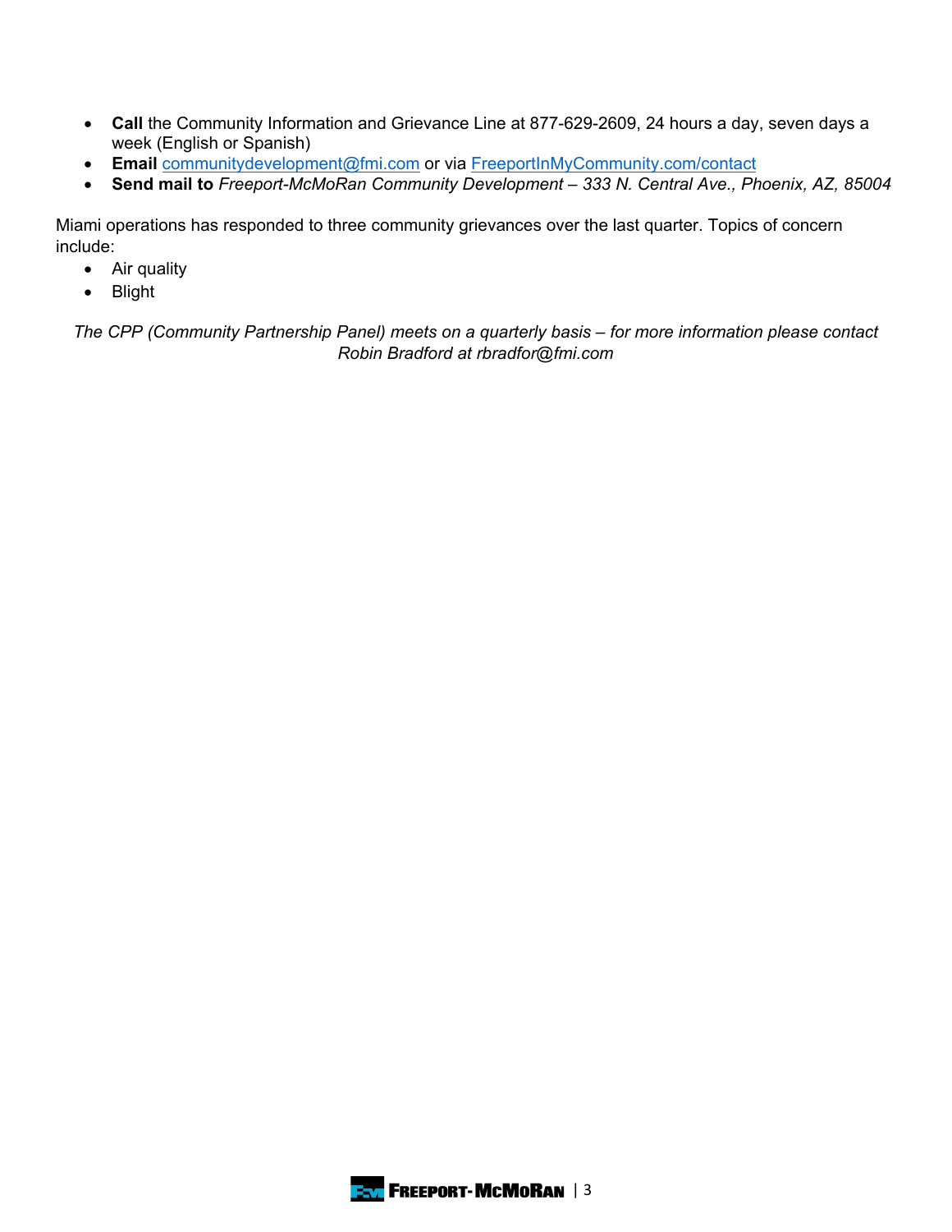- **Call** the Community Information and Grievance Line at 877-629-2609, 24 hours a day, seven days a week (English or Spanish)
- **Email** communitydevelopment@fmi.com or via FreeportInMyCommunity.com/contact
- **Send mail to** *Freeport-McMoRan Community Development – 333 N. Central Ave., Phoenix, AZ, 85004*

Miami operations has responded to three community grievances over the last quarter. Topics of concern include:

- Air quality
- Blight

*The CPP (Community Partnership Panel) meets on a quarterly basis – for more information please contact Robin Bradford at rbradfor@fmi.com*